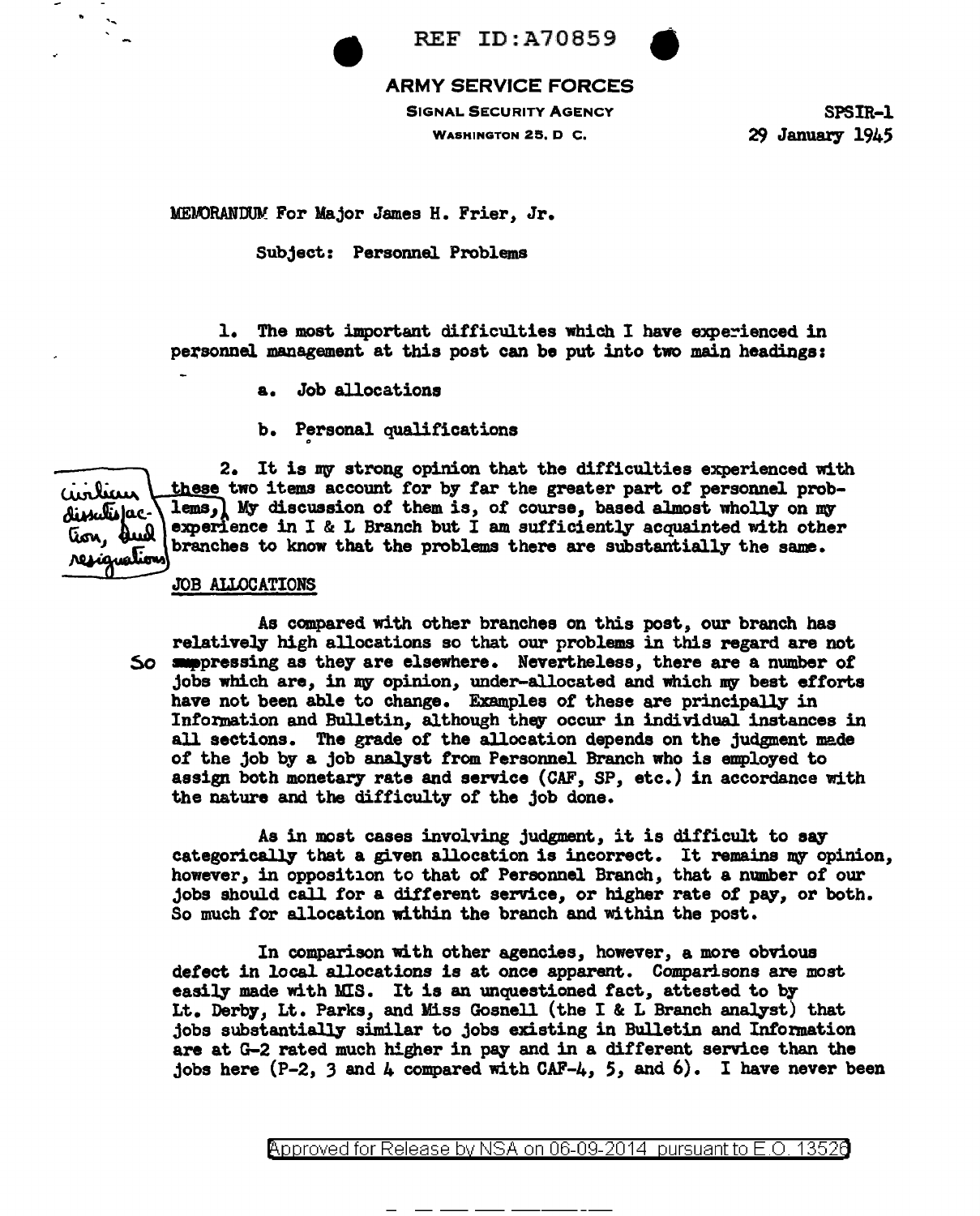REF ID:A70859

**ARMY SERVICE FORCES**

SIGNAL SECURITY AGENCY

WASHINGTON 25, D. C.

SPSIR-1
29 January 1945

MEMORANDUM For Major James H. Frier, Jr.

Subject: Personnel Problems

1. The most important difficulties which I have experienced in personnel management at this post can be put into two main headings:

a. Job allocations

b. Personal qualifications

2. It is my strong opinion that the difficulties experienced with these two items account for by far the greater part of personnel problems, [civilian dissatisfaction, and resignations] My discussion of them is, of course, based almost wholly on my experience in I & L Branch but I am sufficiently acquainted with other branches to know that the problems there are substantially the same.

JOB ALLOCATIONS

As compared with other branches on this post, our branch has relatively high allocations so that our problems in this regard are not So suppressing as they are elsewhere. Nevertheless, there are a number of jobs which are, in my opinion, under-allocated and which my best efforts have not been able to change. Examples of these are principally in Information and Bulletin, although they occur in individual instances in all sections. The grade of the allocation depends on the judgment made of the job by a job analyst from Personnel Branch who is employed to assign both monetary rate and service (CAF, SP, etc.) in accordance with the nature and the difficulty of the job done.

As in most cases involving judgment, it is difficult to say categorically that a given allocation is incorrect. It remains my opinion, however, in opposition to that of Personnel Branch, that a number of our jobs should call for a different service, or higher rate of pay, or both. So much for allocation within the branch and within the post.

In comparison with other agencies, however, a more obvious defect in local allocations is at once apparent. Comparisons are most easily made with MIS. It is an unquestioned fact, attested to by Lt. Derby, Lt. Parks, and Miss Gosnell (the I & L Branch analyst) that jobs substantially similar to jobs existing in Bulletin and Information are at G-2 rated much higher in pay and in a different service than the jobs here (P-2, 3 and 4 compared with CAF-4, 5, and 6). I have never been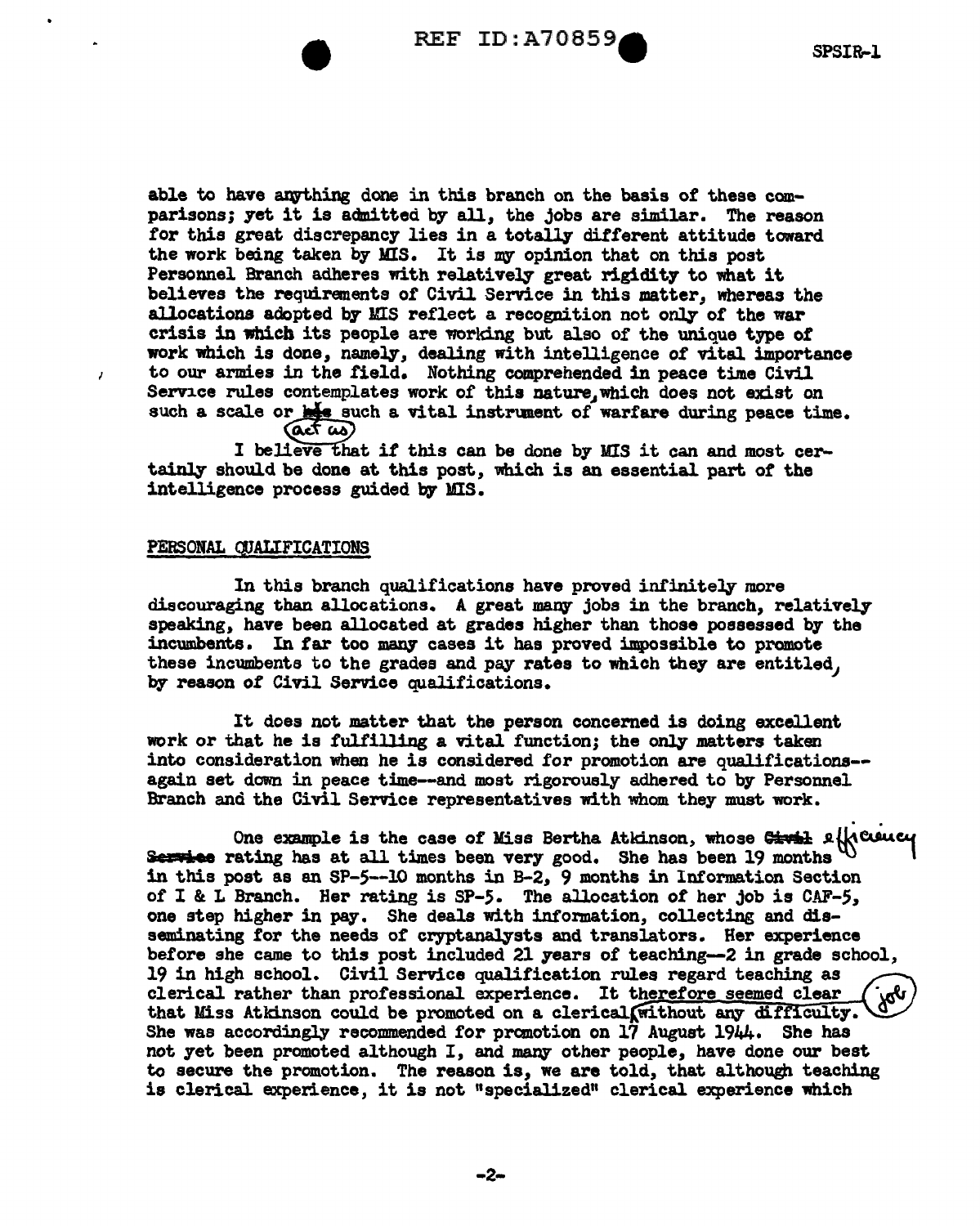able to have anything done in this branch on the basis of these comparisons; yet it is admitted by all, the jobs are similar. The reason for this great discrepancy lies in a totally different attitude toward the work being taken by MIS. It is my opinion that on this post Personnel Branch adheres with relatively great rigidity to what it believes the requirements of Civil Service in this matter, whereas the allocations adopted by MIS reflect a recognition not only of the war crisis in which its people are working but also of the unique type of work which is done, namely, dealing with intelligence of vital importance to our armies in the field. Nothing comprehended in peace time Civil Service rules contemplates work of this nature, which does not exist on such a scale or act as such a vital instrument of warfare during peace time.

I believe that if this can be done by MIS it can and most certainly should be done at this post, which is an essential part of the intelligence process guided by MIS.

## PERSONAL QUALIFICATIONS

In this branch qualifications have proved infinitely more discouraging than allocations. A great many jobs in the branch, relatively speaking, have been allocated at grades higher than those possessed by the incumbents. In far too many cases it has proved impossible to promote these incumbents to the grades and pay rates to which they are entitled, by reason of Civil Service qualifications.

It does not matter that the person concerned is doing excellent work or that he is fulfilling a vital function; the only matters taken into consideration when he is considered for promotion are qualifications--again set down in peace time--and most rigorously adhered to by Personnel Branch and the Civil Service representatives with whom they must work.

One example is the case of Miss Bertha Atkinson, whose efficiency rating has at all times been very good. She has been 19 months in this post as an SP-5--10 months in B-2, 9 months in Information Section of I & L Branch. Her rating is SP-5. The allocation of her job is CAF-5, one step higher in pay. She deals with information, collecting and disseminating for the needs of cryptanalysts and translators. Her experience before she came to this post included 21 years of teaching--2 in grade school, 19 in high school. Civil Service qualification rules regard teaching as clerical rather than professional experience. It therefore seemed clear that Miss Atkinson could be promoted on a clerical job without any difficulty. She was accordingly recommended for promotion on 17 August 1944. She has not yet been promoted although I, and many other people, have done our best to secure the promotion. The reason is, we are told, that although teaching is clerical experience, it is not "specialized" clerical experience which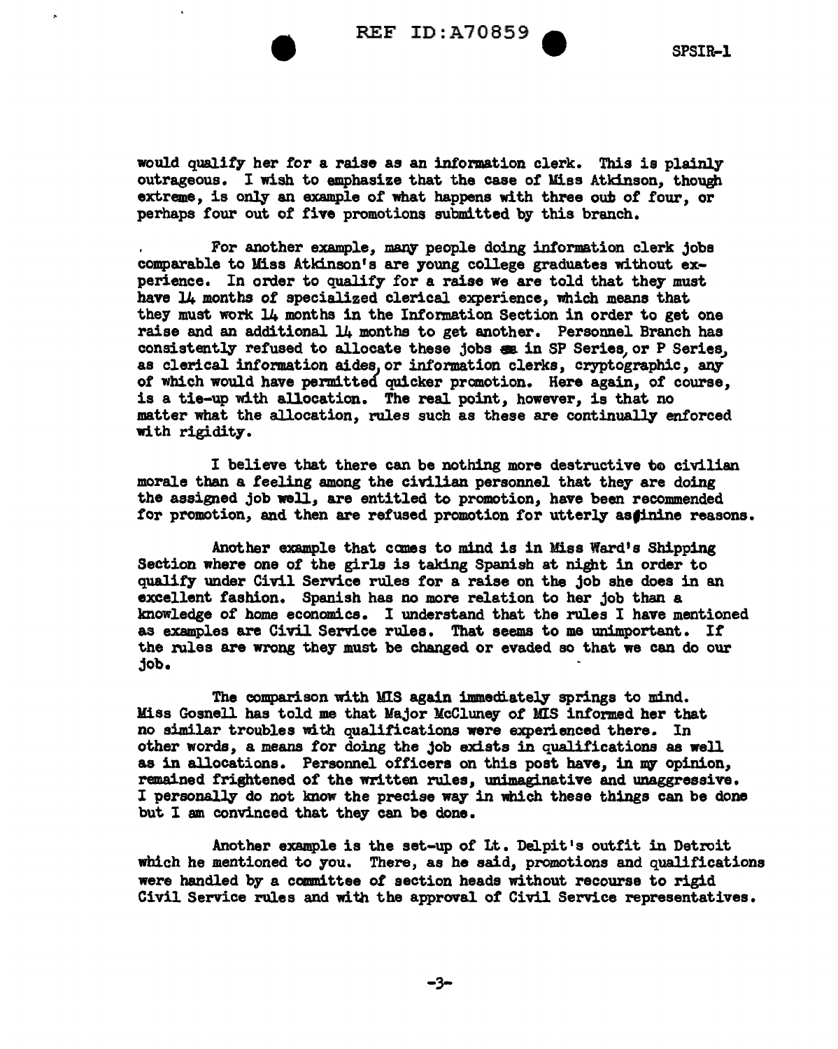would qualify her for a raise as an information clerk. This is plainly outrageous. I wish to emphasize that the case of Miss Atkinson, though extreme, is only an example of what happens with three out of four, or perhaps four out of five promotions submitted by this branch.

For another example, many people doing information clerk jobs comparable to Miss Atkinson's are young college graduates without experience. In order to qualify for a raise we are told that they must have 14 months of specialized clerical experience, which means that they must work 14 months in the Information Section in order to get one raise and an additional 14 months to get another. Personnel Branch has consistently refused to allocate these jobs in SP Series, or P Series, as clerical information aides, or information clerks, cryptographic, any of which would have permitted quicker promotion. Here again, of course, is a tie-up with allocation. The real point, however, is that no matter what the allocation, rules such as these are continually enforced with rigidity.

I believe that there can be nothing more destructive to civilian morale than a feeling among the civilian personnel that they are doing the assigned job well, are entitled to promotion, have been recommended for promotion, and then are refused promotion for utterly asinine reasons.

Another example that comes to mind is in Miss Ward's Shipping Section where one of the girls is taking Spanish at night in order to qualify under Civil Service rules for a raise on the job she does in an excellent fashion. Spanish has no more relation to her job than a knowledge of home economics. I understand that the rules I have mentioned as examples are Civil Service rules. That seems to me unimportant. If the rules are wrong they must be changed or evaded so that we can do our job.

The comparison with MIS again immediately springs to mind. Miss Gosnell has told me that Major McCluney of MIS informed her that no similar troubles with qualifications were experienced there. In other words, a means for doing the job exists in qualifications as well as in allocations. Personnel officers on this post have, in my opinion, remained frightened of the written rules, unimaginative and unaggressive. I personally do not know the precise way in which these things can be done but I am convinced that they can be done.

Another example is the set-up of Lt. Delpit's outfit in Detroit which he mentioned to you. There, as he said, promotions and qualifications were handled by a committee of section heads without recourse to rigid Civil Service rules and with the approval of Civil Service representatives.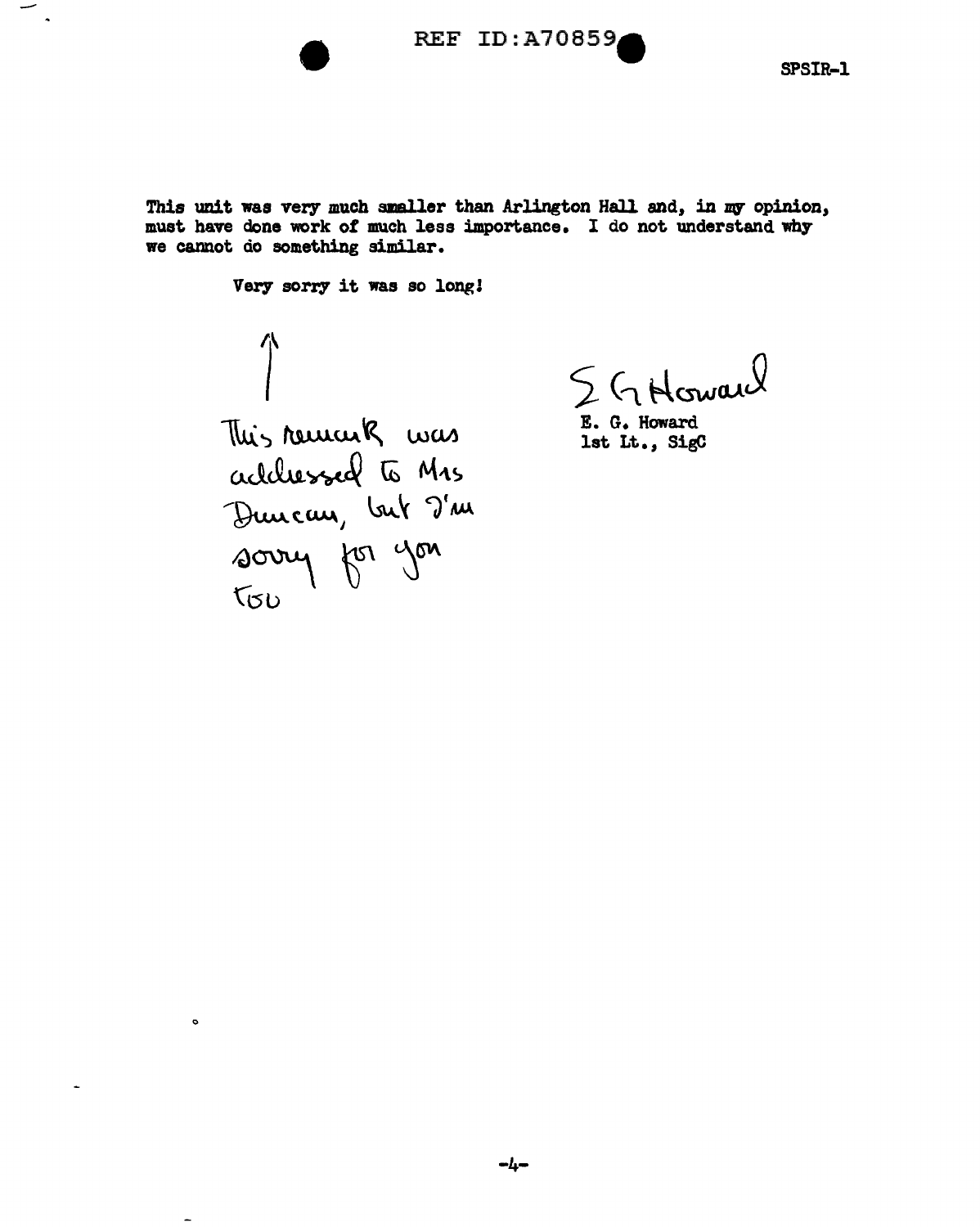This unit was very much smaller than Arlington Hall and, in my opinion, must have done work of much less importance. I do not understand why we cannot do something similar.

Very sorry it was so long!

↑

This remark was addressed to Mrs Duncan, but I'm sorry for you too

E G Howard

E. G. Howard
1st Lt., SigC